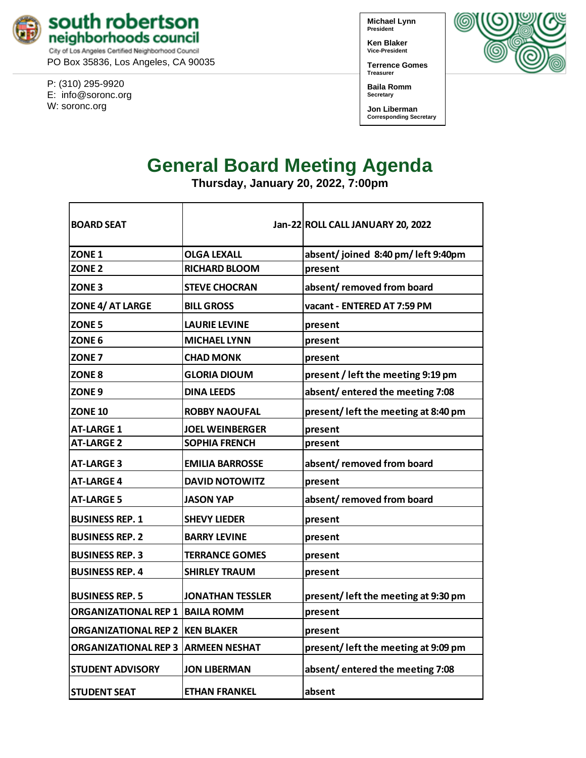**south robertson neighborhoods council**
City of Los Angeles Certified Neighborhood Council
PO Box 35836, Los Angeles, CA 90035

P: (310) 295-9920
E: info@soronc.org
W: soronc.org

**Michael Lynn**
President

**Ken Blaker**
Vice-President

**Terrence Gomes**
Treasurer

**Baila Romm**
Secretary

**Jon Liberman**
Corresponding Secretary

# General Board Meeting Agenda

**Thursday, January 20, 2022, 7:00pm**

| BOARD SEAT | Jan-22 | ROLL CALL JANUARY 20, 2022 |
|---|---|---|
| ZONE 1 | OLGA LEXALL | absent/ joined 8:40 pm/ left 9:40pm |
| ZONE 2 | RICHARD BLOOM | present |
| ZONE 3 | STEVE CHOCRAN | absent/ removed from board |
| ZONE 4/ AT LARGE | BILL GROSS | vacant - ENTERED AT 7:59 PM |
| ZONE 5 | LAURIE LEVINE | present |
| ZONE 6 | MICHAEL LYNN | present |
| ZONE 7 | CHAD MONK | present |
| ZONE 8 | GLORIA DIOUM | present / left the meeting 9:19 pm |
| ZONE 9 | DINA LEEDS | absent/ entered the meeting 7:08 |
| ZONE 10 | ROBBY NAOUFAL | present/ left the meeting at 8:40 pm |
| AT-LARGE 1 | JOEL WEINBERGER | present |
| AT-LARGE 2 | SOPHIA FRENCH | present |
| AT-LARGE 3 | EMILIA BARROSSE | absent/ removed from board |
| AT-LARGE 4 | DAVID NOTOWITZ | present |
| AT-LARGE 5 | JASON YAP | absent/ removed from board |
| BUSINESS REP. 1 | SHEVY LIEDER | present |
| BUSINESS REP. 2 | BARRY LEVINE | present |
| BUSINESS REP. 3 | TERRANCE GOMES | present |
| BUSINESS REP. 4 | SHIRLEY TRAUM | present |
| BUSINESS REP. 5 | JONATHAN TESSLER | present/ left the meeting at 9:30 pm |
| ORGANIZATIONAL REP 1 | BAILA ROMM | present |
| ORGANIZATIONAL REP 2 | KEN BLAKER | present |
| ORGANIZATIONAL REP 3 | ARMEEN NESHAT | present/ left the meeting at 9:09 pm |
| STUDENT ADVISORY | JON LIBERMAN | absent/ entered the meeting 7:08 |
| STUDENT SEAT | ETHAN FRANKEL | absent |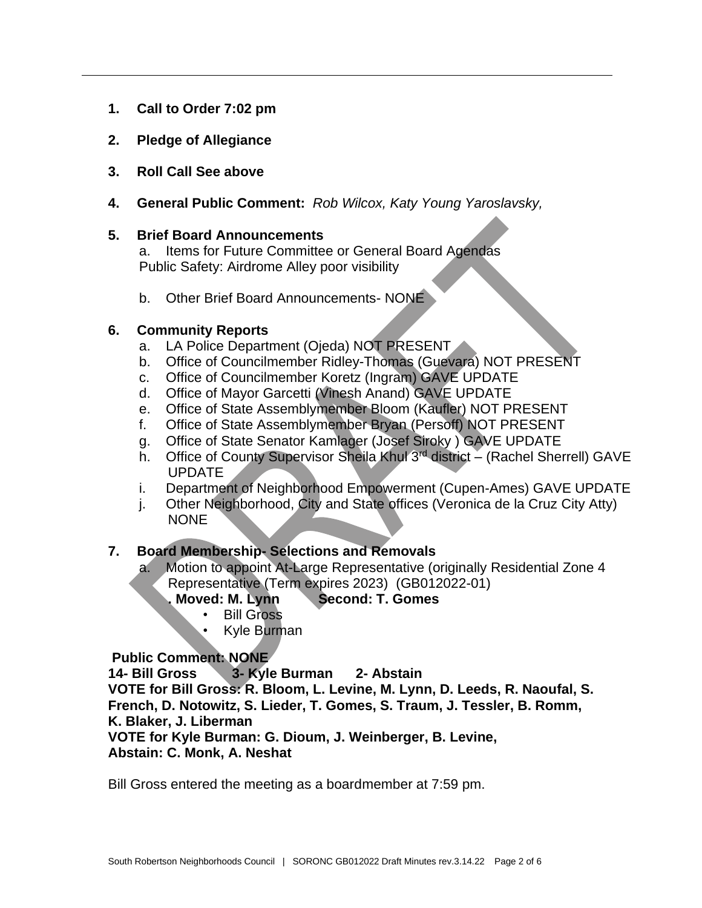1. **Call to Order 7:02 pm**

2. **Pledge of Allegiance**

3. **Roll Call See above**

4. **General Public Comment:** *Rob Wilcox, Katy Young Yaroslavsky,*

5. **Brief Board Announcements**
   a. Items for Future Committee or General Board Agendas
   Public Safety: Airdrome Alley poor visibility

   b. Other Brief Board Announcements- NONE

6. **Community Reports**
   a. LA Police Department (Ojeda) NOT PRESENT
   b. Office of Councilmember Ridley-Thomas (Guevara) NOT PRESENT
   c. Office of Councilmember Koretz (Ingram) GAVE UPDATE
   d. Office of Mayor Garcetti (Vinesh Anand) GAVE UPDATE
   e. Office of State Assemblymember Bloom (Kaufler) NOT PRESENT
   f. Office of State Assemblymember Bryan (Persoff) NOT PRESENT
   g. Office of State Senator Kamlager (Josef Siroky ) GAVE UPDATE
   h. Office of County Supervisor Sheila Khul 3rd district – (Rachel Sherrell) GAVE UPDATE
   i. Department of Neighborhood Empowerment (Cupen-Ames) GAVE UPDATE
   j. Other Neighborhood, City and State offices (Veronica de la Cruz City Atty) NONE

7. **Board Membership- Selections and Removals**
   a. Motion to appoint At-Large Representative (originally Residential Zone 4 Representative (Term expires 2023) (GB012022-01)
   **. Moved: M. Lynn Second: T. Gomes**
   - Bill Gross
   - Kyle Burman

**Public Comment: NONE**
**14- Bill Gross 3- Kyle Burman 2- Abstain**
**VOTE for Bill Gross: R. Bloom, L. Levine, M. Lynn, D. Leeds, R. Naoufal, S. French, D. Notowitz, S. Lieder, T. Gomes, S. Traum, J. Tessler, B. Romm, K. Blaker, J. Liberman**
**VOTE for Kyle Burman: G. Dioum, J. Weinberger, B. Levine,**
**Abstain: C. Monk, A. Neshat**

Bill Gross entered the meeting as a boardmember at 7:59 pm.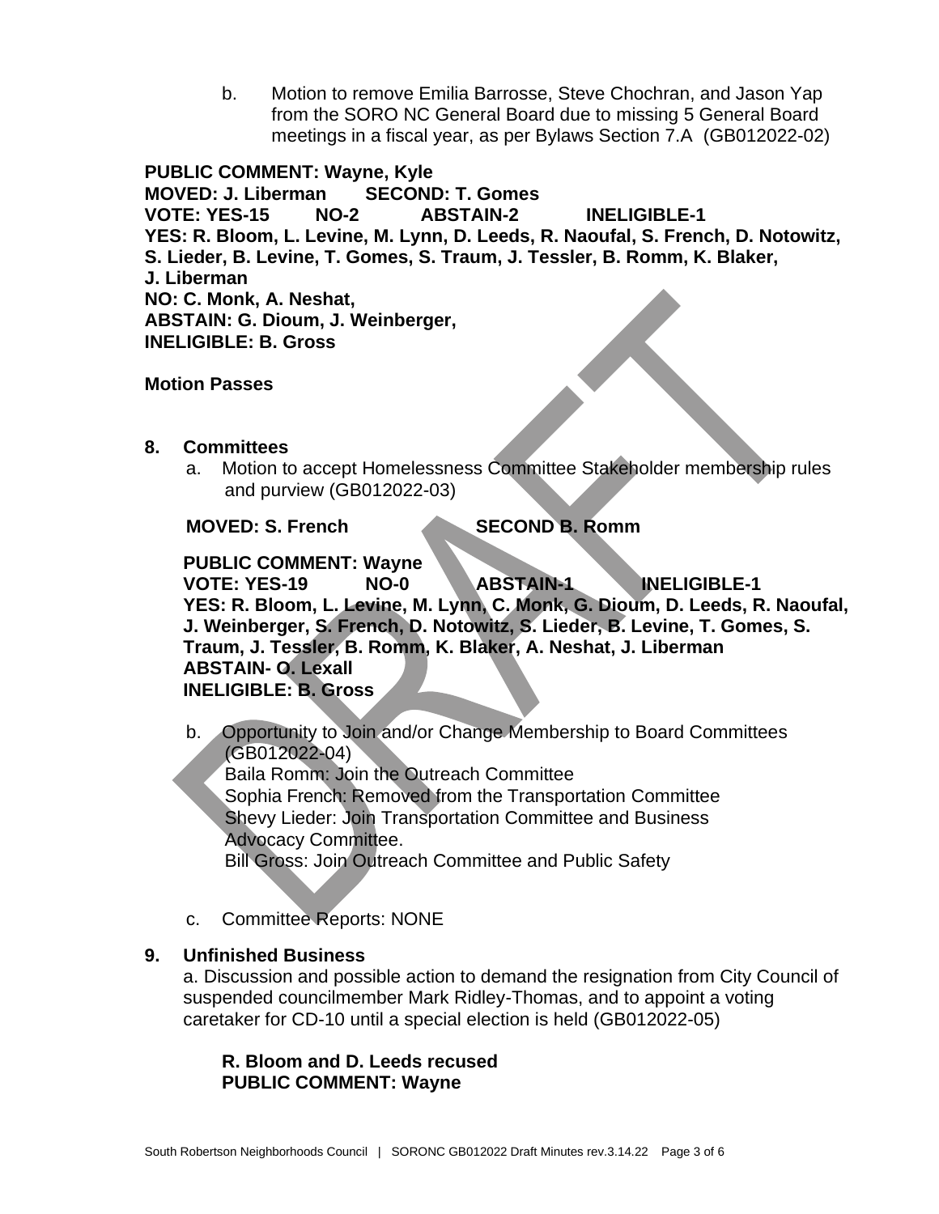b. Motion to remove Emilia Barrosse, Steve Chochran, and Jason Yap from the SORO NC General Board due to missing 5 General Board meetings in a fiscal year, as per Bylaws Section 7.A (GB012022-02)

**PUBLIC COMMENT: Wayne, Kyle**
**MOVED: J. Liberman SECOND: T. Gomes**
**VOTE: YES-15 NO-2 ABSTAIN-2 INELIGIBLE-1**
**YES: R. Bloom, L. Levine, M. Lynn, D. Leeds, R. Naoufal, S. French, D. Notowitz, S. Lieder, B. Levine, T. Gomes, S. Traum, J. Tessler, B. Romm, K. Blaker, J. Liberman**
**NO: C. Monk, A. Neshat,**
**ABSTAIN: G. Dioum, J. Weinberger,**
**INELIGIBLE: B. Gross**

**Motion Passes**

## 8. Committees

a. Motion to accept Homelessness Committee Stakeholder membership rules and purview (GB012022-03)

**MOVED: S. French SECOND B. Romm**

**PUBLIC COMMENT: Wayne**
**VOTE: YES-19 NO-0 ABSTAIN-1 INELIGIBLE-1**
**YES: R. Bloom, L. Levine, M. Lynn, C. Monk, G. Dioum, D. Leeds, R. Naoufal, J. Weinberger, S. French, D. Notowitz, S. Lieder, B. Levine, T. Gomes, S. Traum, J. Tessler, B. Romm, K. Blaker, A. Neshat, J. Liberman**
**ABSTAIN- O. Lexall**
**INELIGIBLE: B. Gross**

b. Opportunity to Join and/or Change Membership to Board Committees (GB012022-04)
Baila Romm: Join the Outreach Committee
Sophia French: Removed from the Transportation Committee
Shevy Lieder: Join Transportation Committee and Business Advocacy Committee.
Bill Gross: Join Outreach Committee and Public Safety

c. Committee Reports: NONE

## 9. Unfinished Business

a. Discussion and possible action to demand the resignation from City Council of suspended councilmember Mark Ridley-Thomas, and to appoint a voting caretaker for CD-10 until a special election is held (GB012022-05)

**R. Bloom and D. Leeds recused**
**PUBLIC COMMENT: Wayne**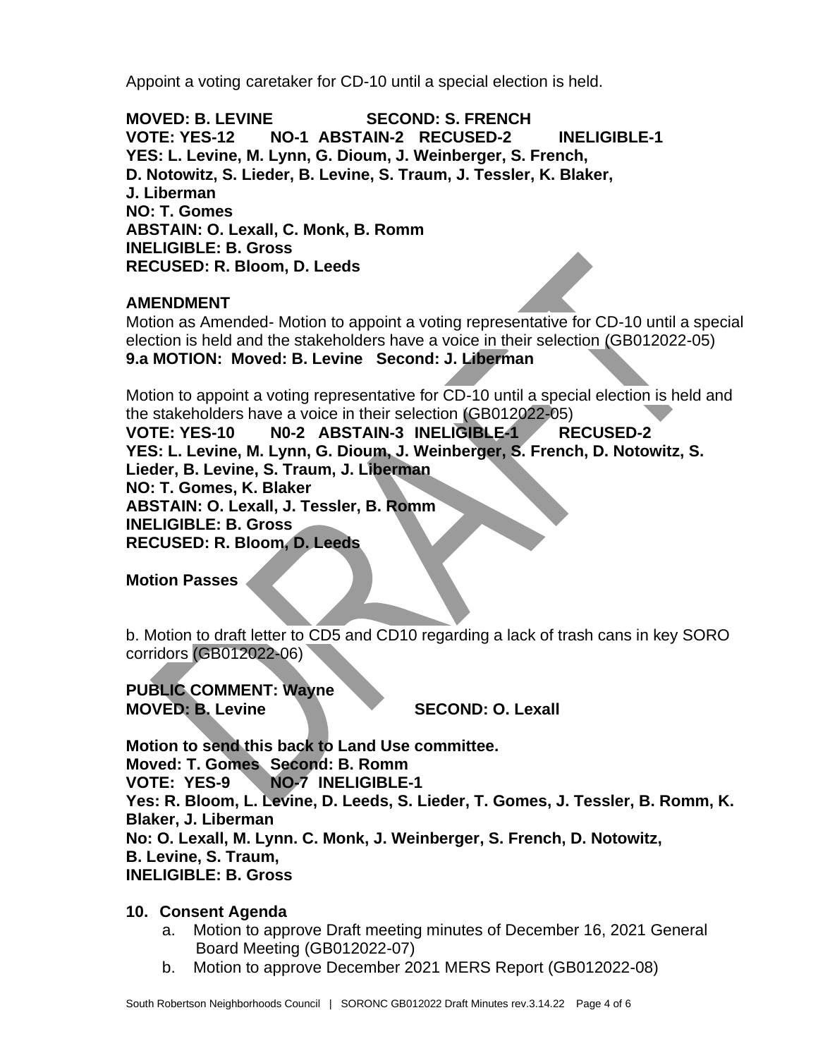Appoint a voting caretaker for CD-10 until a special election is held.

**MOVED: B. LEVINE SECOND: S. FRENCH**
**VOTE: YES-12 NO-1 ABSTAIN-2 RECUSED-2 INELIGIBLE-1**
**YES: L. Levine, M. Lynn, G. Dioum, J. Weinberger, S. French, D. Notowitz, S. Lieder, B. Levine, S. Traum, J. Tessler, K. Blaker, J. Liberman**
**NO: T. Gomes**
**ABSTAIN: O. Lexall, C. Monk, B. Romm**
**INELIGIBLE: B. Gross**
**RECUSED: R. Bloom, D. Leeds**

**AMENDMENT**

Motion as Amended- Motion to appoint a voting representative for CD-10 until a special election is held and the stakeholders have a voice in their selection (GB012022-05)
**9.a MOTION: Moved: B. Levine Second: J. Liberman**

Motion to appoint a voting representative for CD-10 until a special election is held and the stakeholders have a voice in their selection (GB012022-05)
**VOTE: YES-10 N0-2 ABSTAIN-3 INELIGIBLE-1 RECUSED-2**
**YES: L. Levine, M. Lynn, G. Dioum, J. Weinberger, S. French, D. Notowitz, S. Lieder, B. Levine, S. Traum, J. Liberman**
**NO: T. Gomes, K. Blaker**
**ABSTAIN: O. Lexall, J. Tessler, B. Romm**
**INELIGIBLE: B. Gross**
**RECUSED: R. Bloom, D. Leeds**

**Motion Passes**

b. Motion to draft letter to CD5 and CD10 regarding a lack of trash cans in key SORO corridors (GB012022-06)

**PUBLIC COMMENT: Wayne**
**MOVED: B. Levine SECOND: O. Lexall**

**Motion to send this back to Land Use committee.**
**Moved: T. Gomes Second: B. Romm**
**VOTE: YES-9 NO-7 INELIGIBLE-1**
**Yes: R. Bloom, L. Levine, D. Leeds, S. Lieder, T. Gomes, J. Tessler, B. Romm, K. Blaker, J. Liberman**
**No: O. Lexall, M. Lynn. C. Monk, J. Weinberger, S. French, D. Notowitz, B. Levine, S. Traum,**
**INELIGIBLE: B. Gross**

## 10. Consent Agenda

a. Motion to approve Draft meeting minutes of December 16, 2021 General Board Meeting (GB012022-07)
b. Motion to approve December 2021 MERS Report (GB012022-08)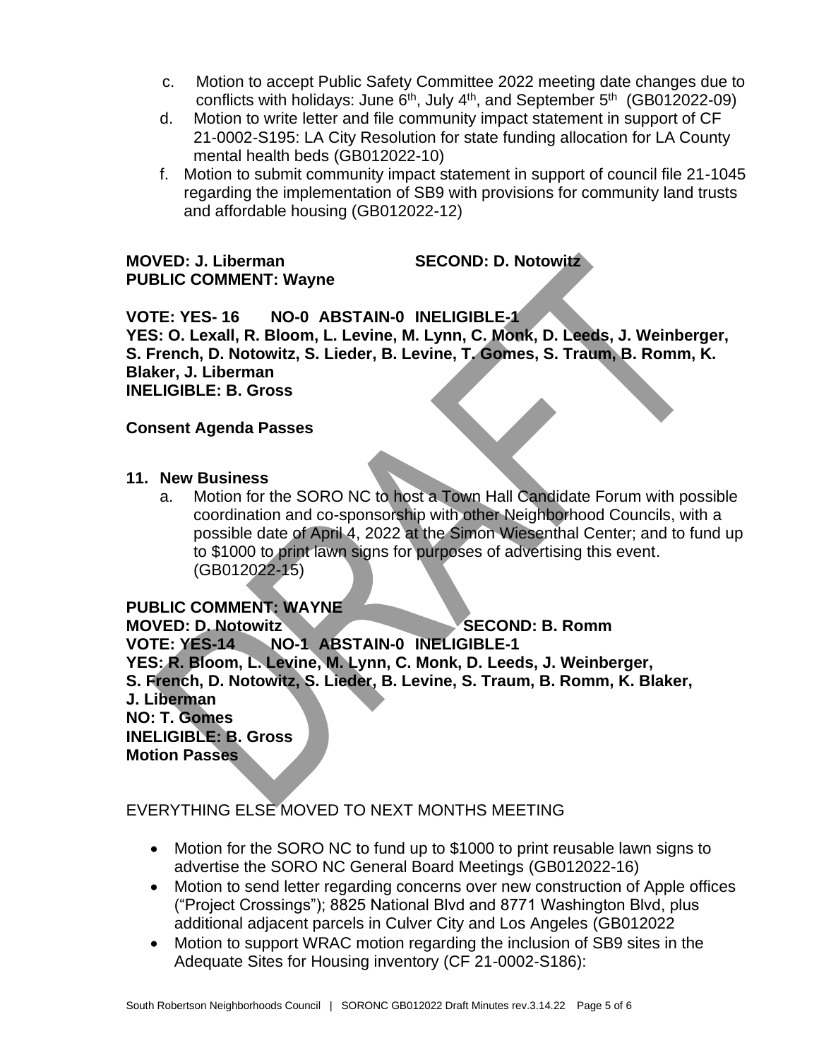c. Motion to accept Public Safety Committee 2022 meeting date changes due to conflicts with holidays: June 6th, July 4th, and September 5th (GB012022-09)

d. Motion to write letter and file community impact statement in support of CF 21-0002-S195: LA City Resolution for state funding allocation for LA County mental health beds (GB012022-10)

f. Motion to submit community impact statement in support of council file 21-1045 regarding the implementation of SB9 with provisions for community land trusts and affordable housing (GB012022-12)

**MOVED: J. Liberman SECOND: D. Notowitz**
**PUBLIC COMMENT: Wayne**

**VOTE: YES- 16 NO-0 ABSTAIN-0 INELIGIBLE-1**
**YES: O. Lexall, R. Bloom, L. Levine, M. Lynn, C. Monk, D. Leeds, J. Weinberger, S. French, D. Notowitz, S. Lieder, B. Levine, T. Gomes, S. Traum, B. Romm, K. Blaker, J. Liberman**
**INELIGIBLE: B. Gross**

**Consent Agenda Passes**

**11. New Business**

a. Motion for the SORO NC to host a Town Hall Candidate Forum with possible coordination and co-sponsorship with other Neighborhood Councils, with a possible date of April 4, 2022 at the Simon Wiesenthal Center; and to fund up to $1000 to print lawn signs for purposes of advertising this event. (GB012022-15)

**PUBLIC COMMENT: WAYNE**
**MOVED: D. Notowitz SECOND: B. Romm**
**VOTE: YES-14 NO-1 ABSTAIN-0 INELIGIBLE-1**
**YES: R. Bloom, L. Levine, M. Lynn, C. Monk, D. Leeds, J. Weinberger, S. French, D. Notowitz, S. Lieder, B. Levine, S. Traum, B. Romm, K. Blaker, J. Liberman**
**NO: T. Gomes**
**INELIGIBLE: B. Gross**
**Motion Passes**

EVERYTHING ELSE MOVED TO NEXT MONTHS MEETING

- Motion for the SORO NC to fund up to $1000 to print reusable lawn signs to advertise the SORO NC General Board Meetings (GB012022-16)
- Motion to send letter regarding concerns over new construction of Apple offices ("Project Crossings"); 8825 National Blvd and 8771 Washington Blvd, plus additional adjacent parcels in Culver City and Los Angeles (GB012022
- Motion to support WRAC motion regarding the inclusion of SB9 sites in the Adequate Sites for Housing inventory (CF 21-0002-S186):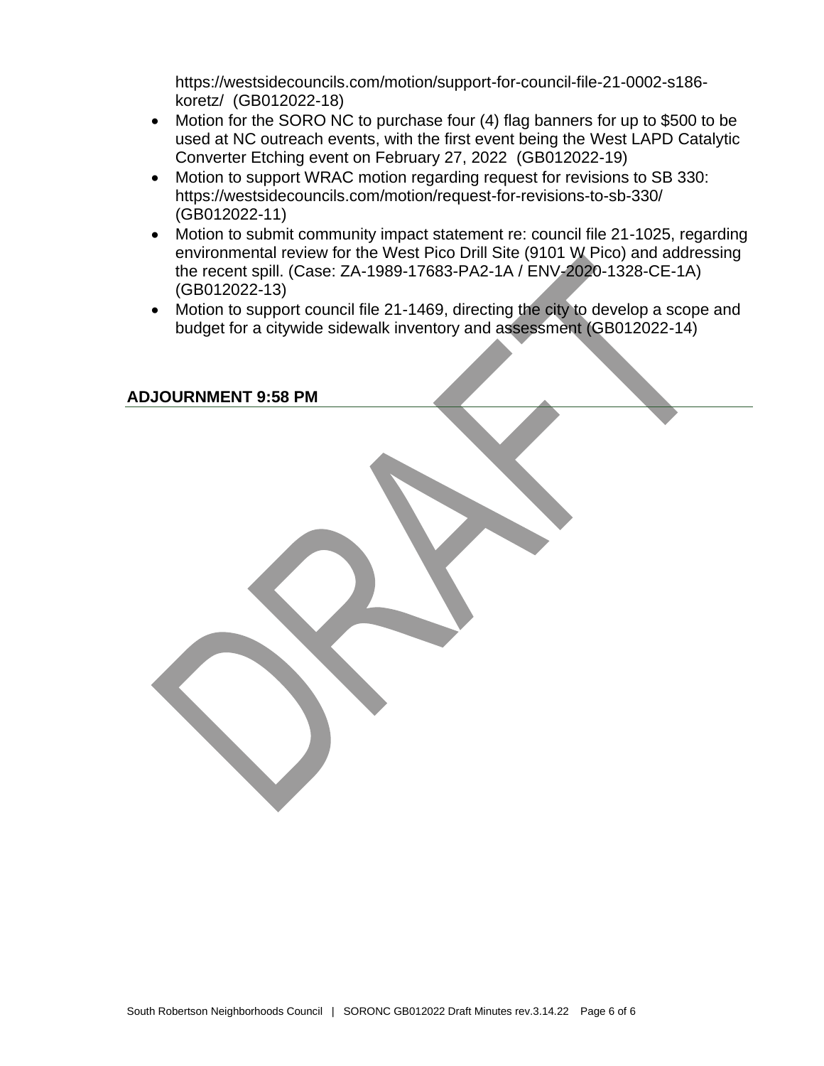https://westsidecouncils.com/motion/support-for-council-file-21-0002-s186-koretz/ (GB012022-18)

- Motion for the SORO NC to purchase four (4) flag banners for up to $500 to be used at NC outreach events, with the first event being the West LAPD Catalytic Converter Etching event on February 27, 2022 (GB012022-19)
- Motion to support WRAC motion regarding request for revisions to SB 330: https://westsidecouncils.com/motion/request-for-revisions-to-sb-330/ (GB012022-11)
- Motion to submit community impact statement re: council file 21-1025, regarding environmental review for the West Pico Drill Site (9101 W Pico) and addressing the recent spill. (Case: ZA-1989-17683-PA2-1A / ENV-2020-1328-CE-1A) (GB012022-13)
- Motion to support council file 21-1469, directing the city to develop a scope and budget for a citywide sidewalk inventory and assessment (GB012022-14)

## ADJOURNMENT 9:58 PM

DRAFT